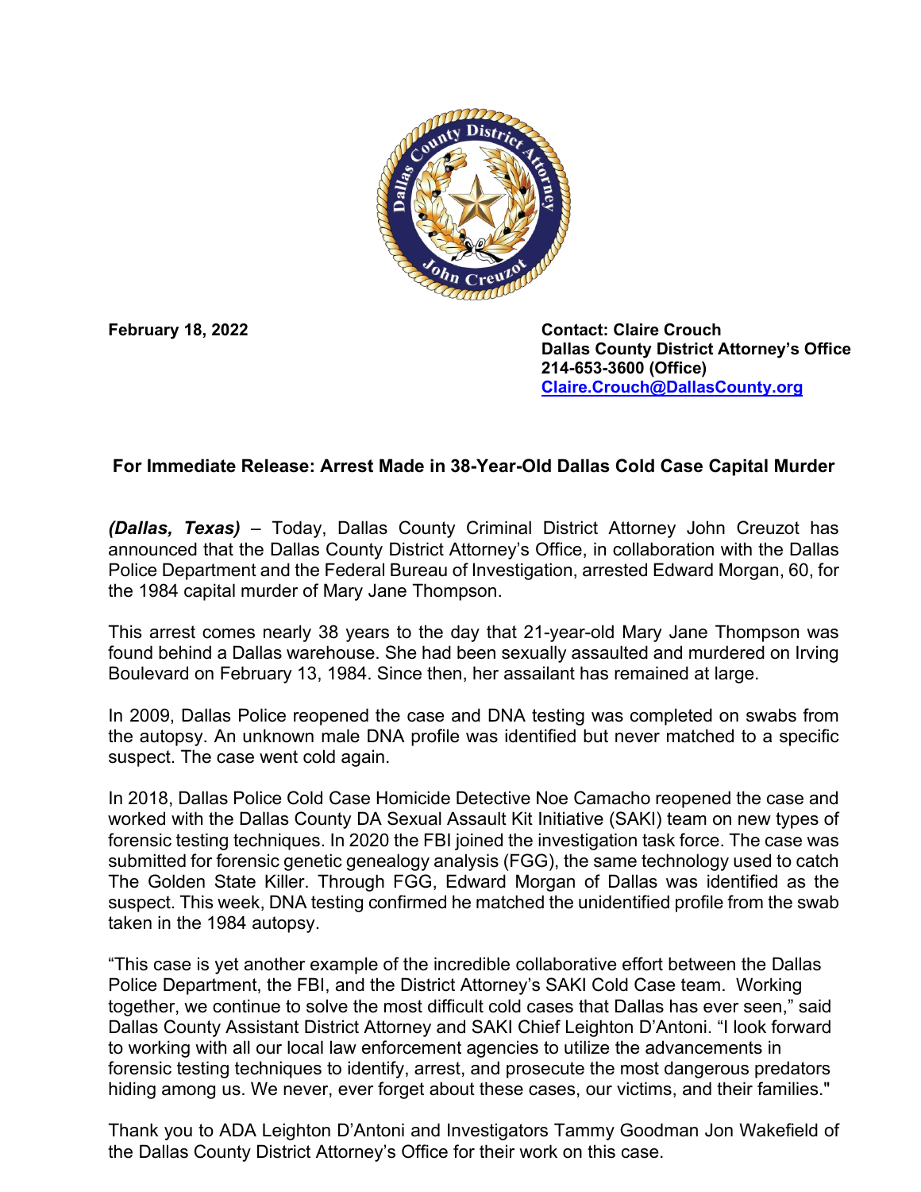**February 18, 2022**

**Contact: Claire Crouch**
**Dallas County District Attorney's Office**
**214-653-3600 (Office)**
**Claire.Crouch@DallasCounty.org**

**For Immediate Release: Arrest Made in 38-Year-Old Dallas Cold Case Capital Murder**

***(Dallas, Texas)*** – Today, Dallas County Criminal District Attorney John Creuzot has announced that the Dallas County District Attorney's Office, in collaboration with the Dallas Police Department and the Federal Bureau of Investigation, arrested Edward Morgan, 60, for the 1984 capital murder of Mary Jane Thompson.

This arrest comes nearly 38 years to the day that 21-year-old Mary Jane Thompson was found behind a Dallas warehouse. She had been sexually assaulted and murdered on Irving Boulevard on February 13, 1984. Since then, her assailant has remained at large.

In 2009, Dallas Police reopened the case and DNA testing was completed on swabs from the autopsy. An unknown male DNA profile was identified but never matched to a specific suspect. The case went cold again.

In 2018, Dallas Police Cold Case Homicide Detective Noe Camacho reopened the case and worked with the Dallas County DA Sexual Assault Kit Initiative (SAKI) team on new types of forensic testing techniques. In 2020 the FBI joined the investigation task force. The case was submitted for forensic genetic genealogy analysis (FGG), the same technology used to catch The Golden State Killer. Through FGG, Edward Morgan of Dallas was identified as the suspect. This week, DNA testing confirmed he matched the unidentified profile from the swab taken in the 1984 autopsy.

"This case is yet another example of the incredible collaborative effort between the Dallas Police Department, the FBI, and the District Attorney's SAKI Cold Case team. Working together, we continue to solve the most difficult cold cases that Dallas has ever seen," said Dallas County Assistant District Attorney and SAKI Chief Leighton D'Antoni. "I look forward to working with all our local law enforcement agencies to utilize the advancements in forensic testing techniques to identify, arrest, and prosecute the most dangerous predators hiding among us. We never, ever forget about these cases, our victims, and their families."

Thank you to ADA Leighton D'Antoni and Investigators Tammy Goodman Jon Wakefield of the Dallas County District Attorney's Office for their work on this case.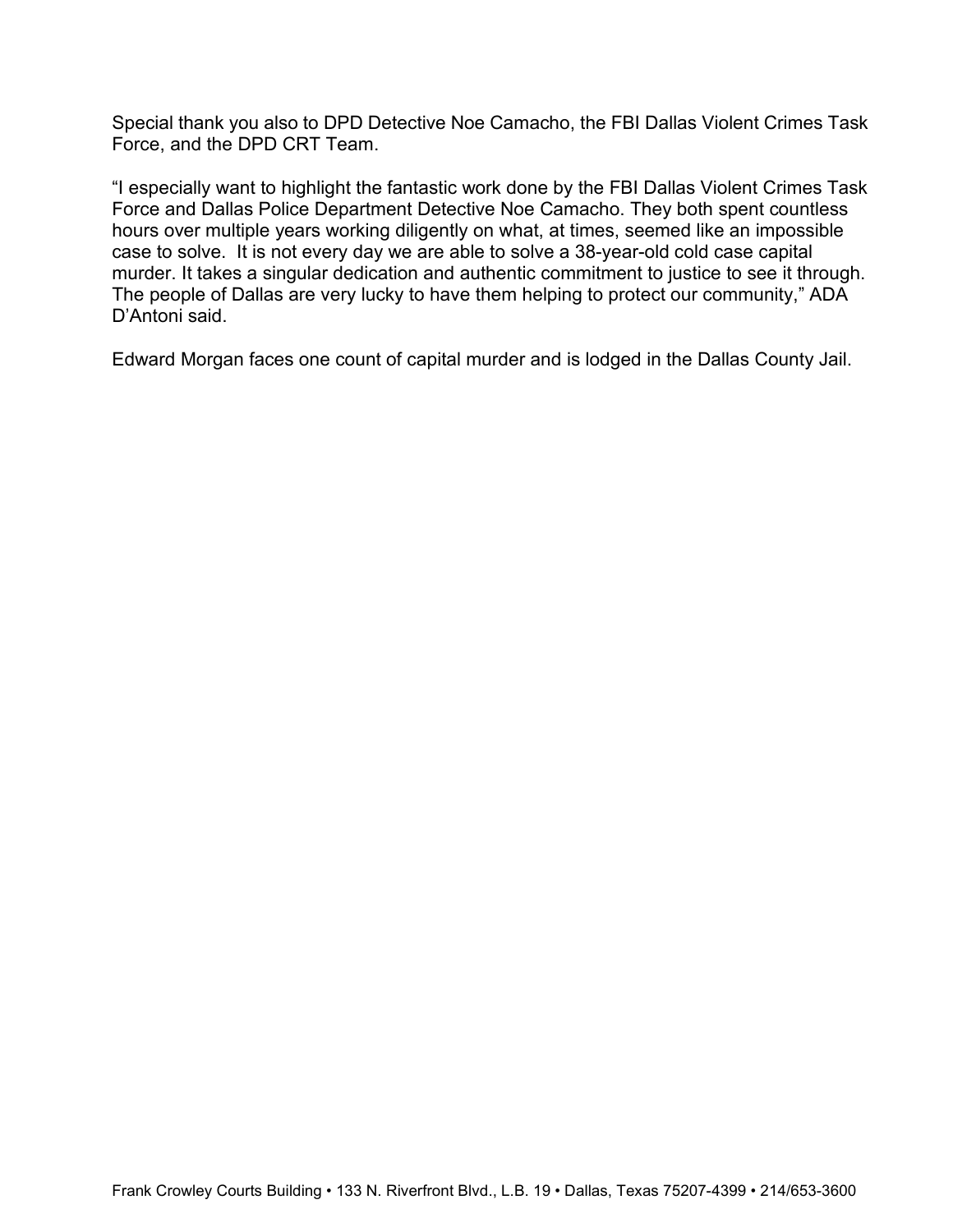Special thank you also to DPD Detective Noe Camacho, the FBI Dallas Violent Crimes Task Force, and the DPD CRT Team.

"I especially want to highlight the fantastic work done by the FBI Dallas Violent Crimes Task Force and Dallas Police Department Detective Noe Camacho. They both spent countless hours over multiple years working diligently on what, at times, seemed like an impossible case to solve. It is not every day we are able to solve a 38-year-old cold case capital murder. It takes a singular dedication and authentic commitment to justice to see it through. The people of Dallas are very lucky to have them helping to protect our community," ADA D'Antoni said.

Edward Morgan faces one count of capital murder and is lodged in the Dallas County Jail.